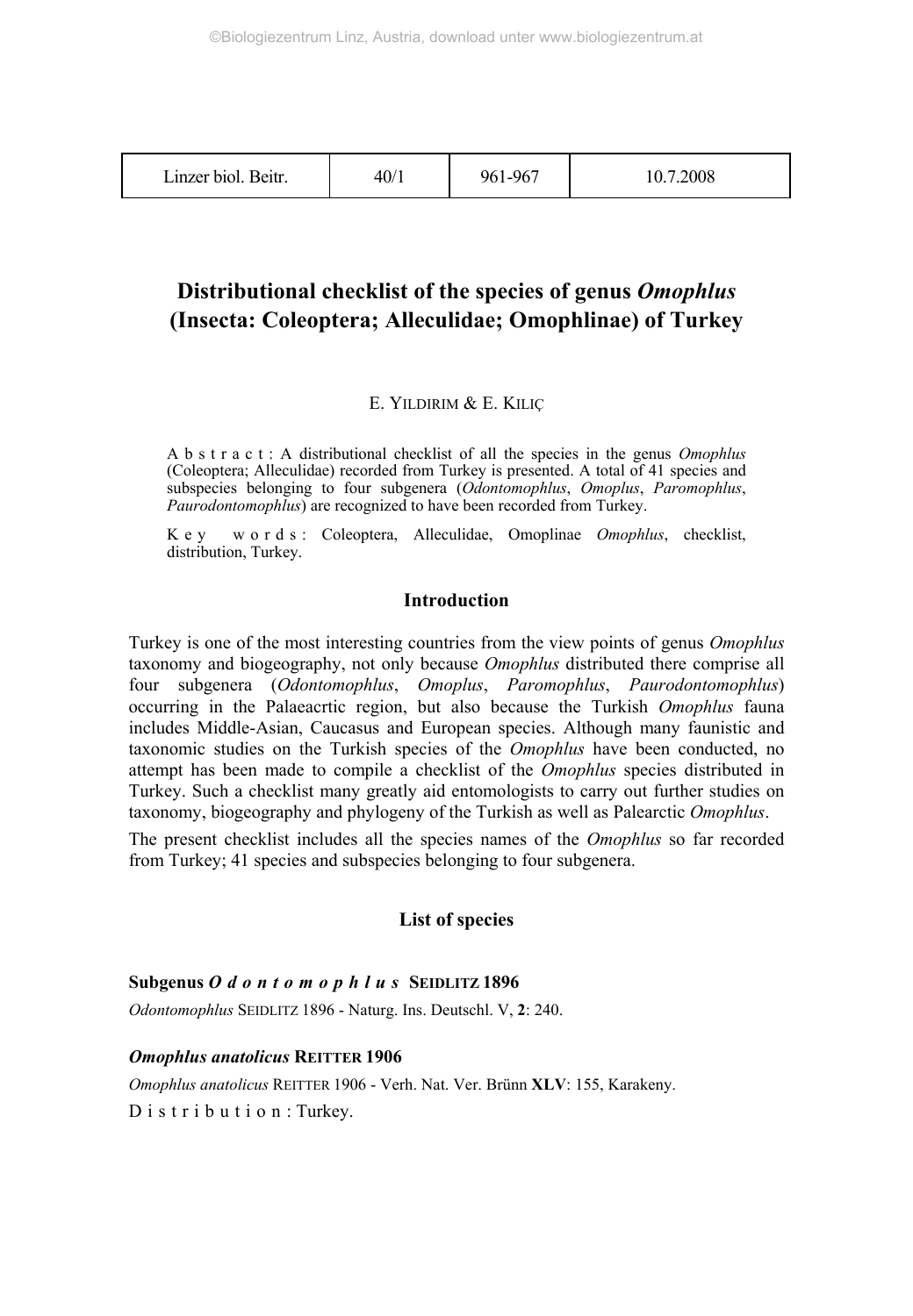# Distributional checklist of the species of genus *Omophlus* (Insecta: Coleoptera; Alleculidae; Omophlinae) of Turkey

E. YILDIRIM & E. KILIÇ

A b s t r a c t : A distributional checklist of all the species in the genus *Omophlus* (Coleoptera; Alleculidae) recorded from Turkey is presented. A total of 41 species and subspecies belonging to four subgenera (*Odontomophlus*, *Omoplus*, *Paromophlus*, *Paurodontomophlus*) are recognized to have been recorded from Turkey.

K e y w o r d s : Coleoptera, Alleculidae, Omoplinae *Omophlus*, checklist, distribution, Turkey.

## Introduction

Turkey is one of the most interesting countries from the view points of genus *Omophlus* taxonomy and biogeography, not only because *Omophlus* distributed there comprise all four subgenera (*Odontomophlus*, *Omoplus*, *Paromophlus*, *Paurodontomophlus*) occurring in the Palaeacrtic region, but also because the Turkish *Omophlus* fauna includes Middle-Asian, Caucasus and European species. Although many faunistic and taxonomic studies on the Turkish species of the *Omophlus* have been conducted, no attempt has been made to compile a checklist of the *Omophlus* species distributed in Turkey. Such a checklist many greatly aid entomologists to carry out further studies on taxonomy, biogeography and phylogeny of the Turkish as well as Palearctic *Omophlus*.

The present checklist includes all the species names of the *Omophlus* so far recorded from Turkey; 41 species and subspecies belonging to four subgenera.

## List of species

### Subgenus *O d o n t o m o p h l u s* SEIDLITZ 1896

*Odontomophlus* SEIDLITZ 1896 - Naturg. Ins. Deutschl. V, **2**: 240.

#### *Omophlus anatolicus* REITTER 1906

*Omophlus anatolicus* REITTER 1906 - Verh. Nat. Ver. Brünn **XLV**: 155, Karakeny.

D i s t r i b u t i o n : Turkey.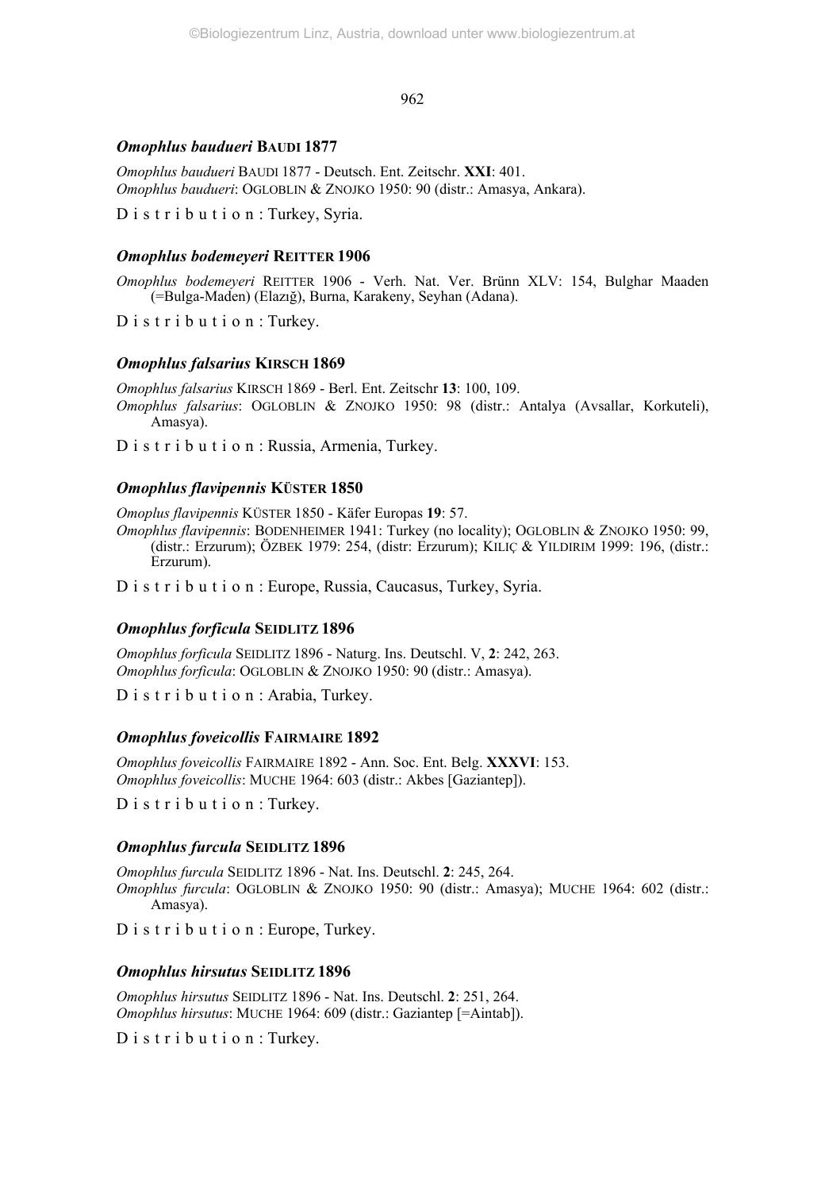### *Omophlus baudueri* BAUDI 1877

*Omophlus baudueri* BAUDI 1877 - Deutsch. Ent. Zeitschr. **XXI**: 401.
*Omophlus baudueri*: OGLOBLIN & ZNOJKO 1950: 90 (distr.: Amasya, Ankara).

D i s t r i b u t i o n : Turkey, Syria.

### *Omophlus bodemeyeri* REITTER 1906

*Omophlus bodemeyeri* REITTER 1906 - Verh. Nat. Ver. Brünn XLV: 154, Bulghar Maaden (=Bulga-Maden) (Elazığ), Burna, Karakeny, Seyhan (Adana).

D i s t r i b u t i o n : Turkey.

### *Omophlus falsarius* KIRSCH 1869

*Omophlus falsarius* KIRSCH 1869 - Berl. Ent. Zeitschr **13**: 100, 109.
*Omophlus falsarius*: OGLOBLIN & ZNOJKO 1950: 98 (distr.: Antalya (Avsallar, Korkuteli), Amasya).

D i s t r i b u t i o n : Russia, Armenia, Turkey.

### *Omophlus flavipennis* KÜSTER 1850

*Omoplus flavipennis* KÜSTER 1850 - Käfer Europas **19**: 57.
*Omophlus flavipennis*: BODENHEIMER 1941: Turkey (no locality); OGLOBLIN & ZNOJKO 1950: 99, (distr.: Erzurum); ÖZBEK 1979: 254, (distr: Erzurum); KILIÇ & YILDIRIM 1999: 196, (distr.: Erzurum).

D i s t r i b u t i o n : Europe, Russia, Caucasus, Turkey, Syria.

### *Omophlus forficula* SEIDLITZ 1896

*Omophlus forficula* SEIDLITZ 1896 - Naturg. Ins. Deutschl. V, **2**: 242, 263.
*Omophlus forficula*: OGLOBLIN & ZNOJKO 1950: 90 (distr.: Amasya).

D i s t r i b u t i o n : Arabia, Turkey.

### *Omophlus foveicollis* FAIRMAIRE 1892

*Omophlus foveicollis* FAIRMAIRE 1892 - Ann. Soc. Ent. Belg. **XXXVI**: 153.
*Omophlus foveicollis*: MUCHE 1964: 603 (distr.: Akbes [Gaziantep]).

D i s t r i b u t i o n : Turkey.

### *Omophlus furcula* SEIDLITZ 1896

*Omophlus furcula* SEIDLITZ 1896 - Nat. Ins. Deutschl. **2**: 245, 264.
*Omophlus furcula*: OGLOBLIN & ZNOJKO 1950: 90 (distr.: Amasya); MUCHE 1964: 602 (distr.: Amasya).

D i s t r i b u t i o n : Europe, Turkey.

### *Omophlus hirsutus* SEIDLITZ 1896

*Omophlus hirsutus* SEIDLITZ 1896 - Nat. Ins. Deutschl. **2**: 251, 264.
*Omophlus hirsutus*: MUCHE 1964: 609 (distr.: Gaziantep [=Aintab]).

D i s t r i b u t i o n : Turkey.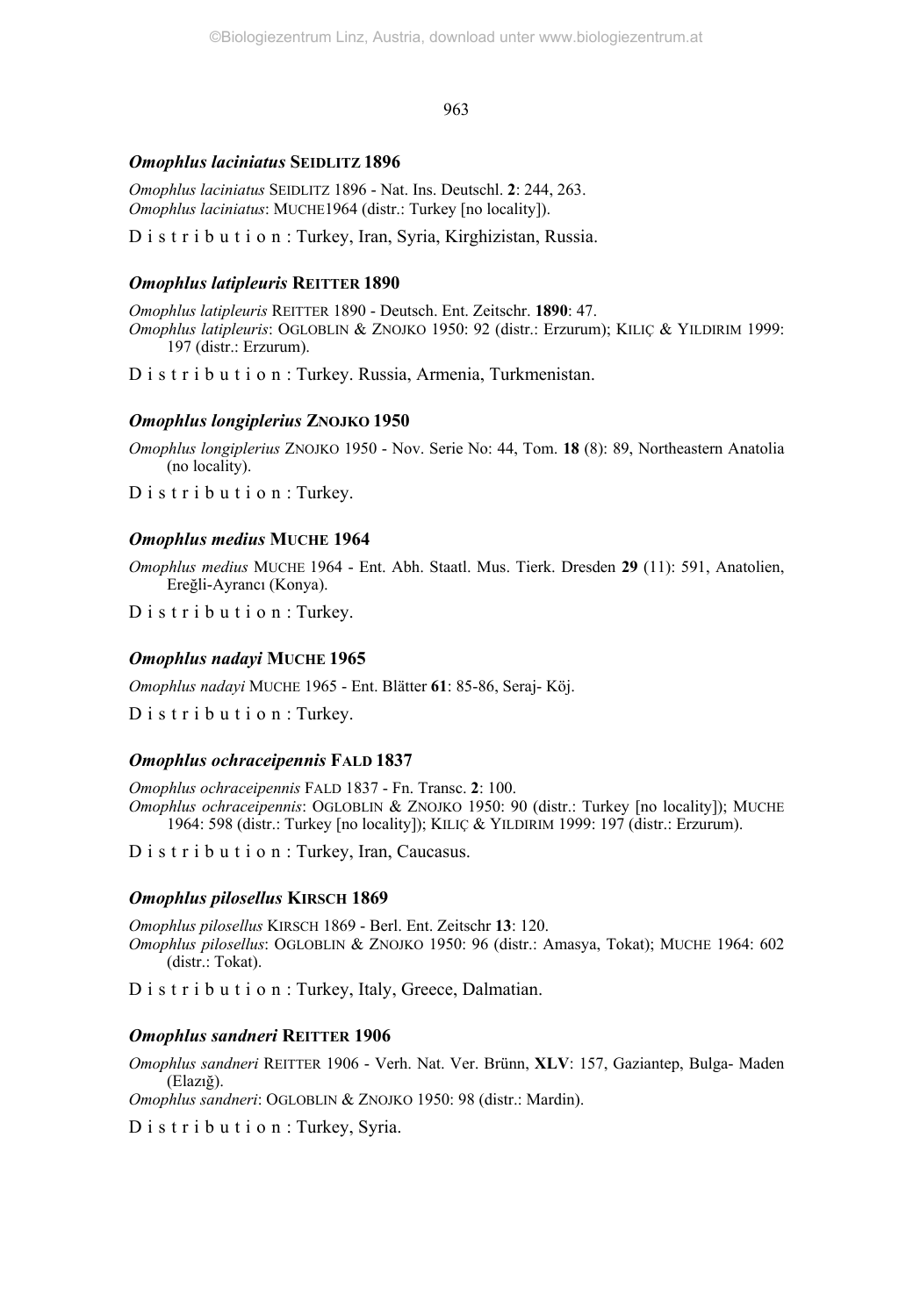### *Omophlus laciniatus* SEIDLITZ 1896

*Omophlus laciniatus* SEIDLITZ 1896 - Nat. Ins. Deutschl. **2**: 244, 263.
*Omophlus laciniatus*: MUCHE1964 (distr.: Turkey [no locality]).

D i s t r i b u t i o n : Turkey, Iran, Syria, Kirghizistan, Russia.

### *Omophlus latipleuris* REITTER 1890

*Omophlus latipleuris* REITTER 1890 - Deutsch. Ent. Zeitschr. **1890**: 47.
*Omophlus latipleuris*: OGLOBLIN & ZNOJKO 1950: 92 (distr.: Erzurum); KILIÇ & YILDIRIM 1999: 197 (distr.: Erzurum).

D i s t r i b u t i o n : Turkey. Russia, Armenia, Turkmenistan.

### *Omophlus longiplerius* ZNOJKO 1950

*Omophlus longiplerius* ZNOJKO 1950 - Nov. Serie No: 44, Tom. **18** (8): 89, Northeastern Anatolia (no locality).

D i s t r i b u t i o n : Turkey.

### *Omophlus medius* MUCHE 1964

*Omophlus medius* MUCHE 1964 - Ent. Abh. Staatl. Mus. Tierk. Dresden **29** (11): 591, Anatolien, Ereğli-Ayrancı (Konya).

D i s t r i b u t i o n : Turkey.

### *Omophlus nadayi* MUCHE 1965

*Omophlus nadayi* MUCHE 1965 - Ent. Blätter **61**: 85-86, Seraj- Köj.

D i s t r i b u t i o n : Turkey.

### *Omophlus ochraceipennis* FALD 1837

*Omophlus ochraceipennis* FALD 1837 - Fn. Transc. **2**: 100.
*Omophlus ochraceipennis*: OGLOBLIN & ZNOJKO 1950: 90 (distr.: Turkey [no locality]); MUCHE 1964: 598 (distr.: Turkey [no locality]); KILIÇ & YILDIRIM 1999: 197 (distr.: Erzurum).

D i s t r i b u t i o n : Turkey, Iran, Caucasus.

### *Omophlus pilosellus* KIRSCH 1869

*Omophlus pilosellus* KIRSCH 1869 - Berl. Ent. Zeitschr **13**: 120.
*Omophlus pilosellus*: OGLOBLIN & ZNOJKO 1950: 96 (distr.: Amasya, Tokat); MUCHE 1964: 602 (distr.: Tokat).

D i s t r i b u t i o n : Turkey, Italy, Greece, Dalmatian.

### *Omophlus sandneri* REITTER 1906

*Omophlus sandneri* REITTER 1906 - Verh. Nat. Ver. Brünn, **XLV**: 157, Gaziantep, Bulga- Maden (Elazığ).
*Omophlus sandneri*: OGLOBLIN & ZNOJKO 1950: 98 (distr.: Mardin).

D i s t r i b u t i o n : Turkey, Syria.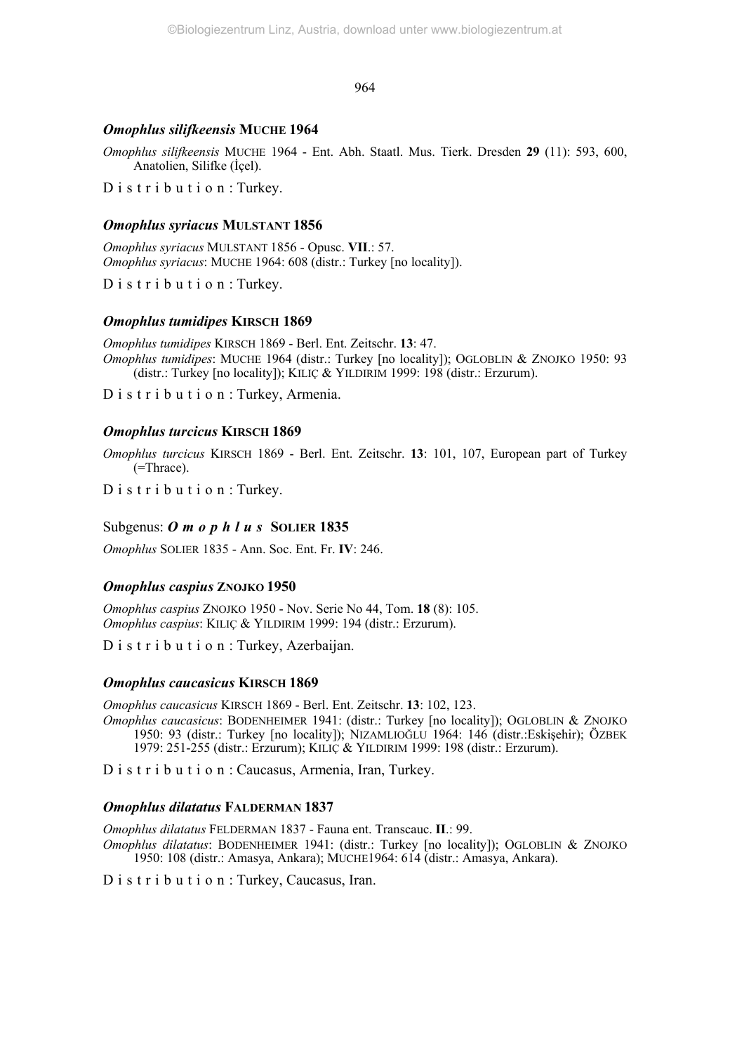### *Omophlus silifkeensis* MUCHE 1964

*Omophlus silifkeensis* MUCHE 1964 - Ent. Abh. Staatl. Mus. Tierk. Dresden **29** (11): 593, 600, Anatolien, Silifke (İçel).

Distribution: Turkey.

### *Omophlus syriacus* MULSTANT 1856

*Omophlus syriacus* MULSTANT 1856 - Opusc. **VII**.: 57.
*Omophlus syriacus*: MUCHE 1964: 608 (distr.: Turkey [no locality]).

Distribution: Turkey.

### *Omophlus tumidipes* KIRSCH 1869

*Omophlus tumidipes* KIRSCH 1869 - Berl. Ent. Zeitschr. **13**: 47.
*Omophlus tumidipes*: MUCHE 1964 (distr.: Turkey [no locality]); OGLOBLIN & ZNOJKO 1950: 93 (distr.: Turkey [no locality]); KILIÇ & YILDIRIM 1999: 198 (distr.: Erzurum).

Distribution: Turkey, Armenia.

### *Omophlus turcicus* KIRSCH 1869

*Omophlus turcicus* KIRSCH 1869 - Berl. Ent. Zeitschr. **13**: 101, 107, European part of Turkey (=Thrace).

Distribution: Turkey.

## Subgenus: ***Omophlus*** SOLIER 1835

*Omophlus* SOLIER 1835 - Ann. Soc. Ent. Fr. **IV**: 246.

### *Omophlus caspius* ZNOJKO 1950

*Omophlus caspius* ZNOJKO 1950 - Nov. Serie No 44, Tom. **18** (8): 105.
*Omophlus caspius*: KILIÇ & YILDIRIM 1999: 194 (distr.: Erzurum).

Distribution: Turkey, Azerbaijan.

### *Omophlus caucasicus* KIRSCH 1869

*Omophlus caucasicus* KIRSCH 1869 - Berl. Ent. Zeitschr. **13**: 102, 123.
*Omophlus caucasicus*: BODENHEIMER 1941: (distr.: Turkey [no locality]); OGLOBLIN & ZNOJKO 1950: 93 (distr.: Turkey [no locality]); NIZAMLIOĞLU 1964: 146 (distr.:Eskişehir); ÖZBEK 1979: 251-255 (distr.: Erzurum); KILIÇ & YILDIRIM 1999: 198 (distr.: Erzurum).

Distribution: Caucasus, Armenia, Iran, Turkey.

### *Omophlus dilatatus* FALDERMAN 1837

*Omophlus dilatatus* FELDERMAN 1837 - Fauna ent. Transcauc. **II**.: 99.
*Omophlus dilatatus*: BODENHEIMER 1941: (distr.: Turkey [no locality]); OGLOBLIN & ZNOJKO 1950: 108 (distr.: Amasya, Ankara); MUCHE1964: 614 (distr.: Amasya, Ankara).

Distribution: Turkey, Caucasus, Iran.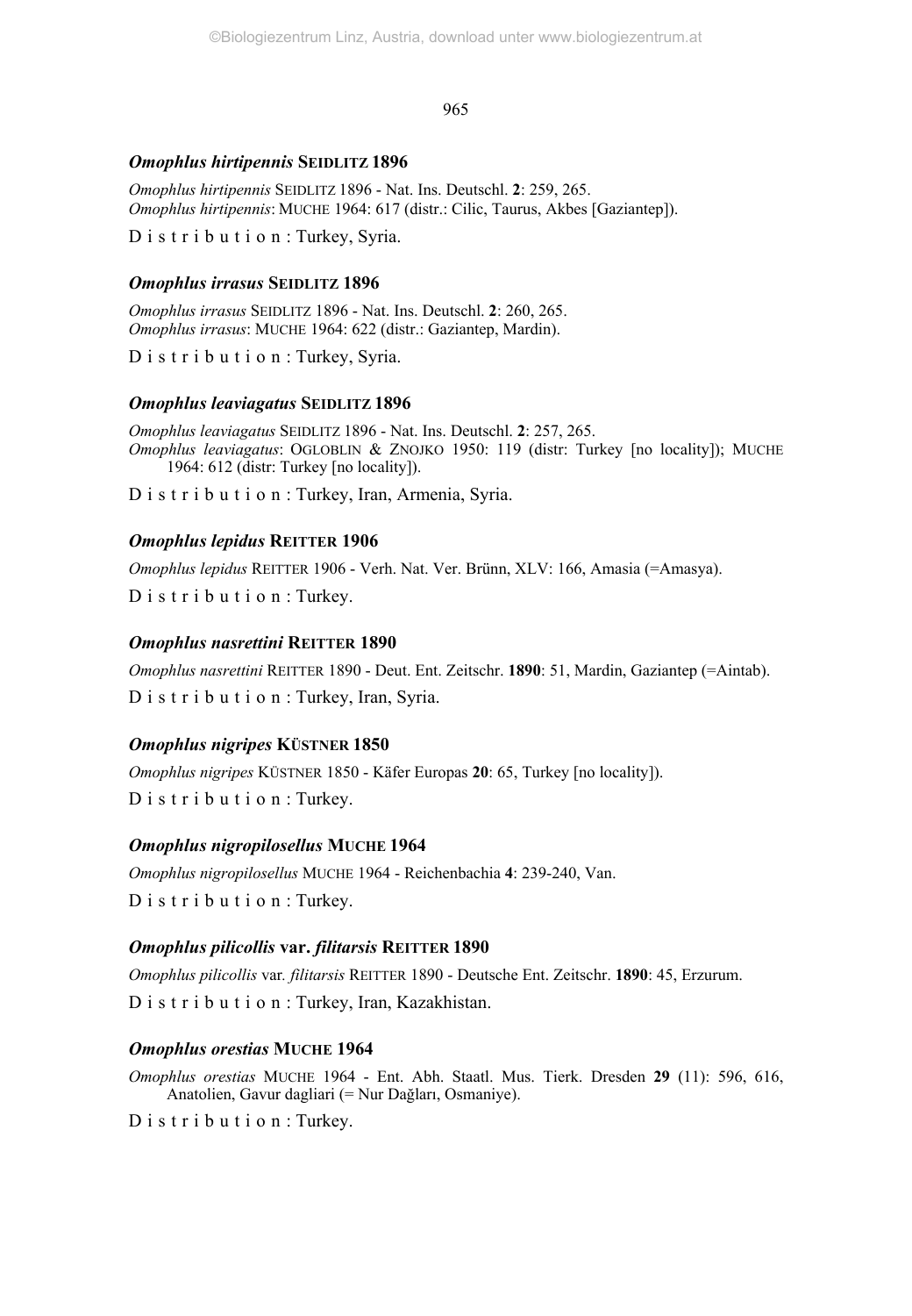### *Omophlus hirtipennis* SEIDLITZ 1896

*Omophlus hirtipennis* SEIDLITZ 1896 - Nat. Ins. Deutschl. **2**: 259, 265.
*Omophlus hirtipennis*: MUCHE 1964: 617 (distr.: Cilic, Taurus, Akbes [Gaziantep]).

D i s t r i b u t i o n : Turkey, Syria.

### *Omophlus irrasus* SEIDLITZ 1896

*Omophlus irrasus* SEIDLITZ 1896 - Nat. Ins. Deutschl. **2**: 260, 265.
*Omophlus irrasus*: MUCHE 1964: 622 (distr.: Gaziantep, Mardin).

D i s t r i b u t i o n : Turkey, Syria.

### *Omophlus leaviagatus* SEIDLITZ 1896

*Omophlus leaviagatus* SEIDLITZ 1896 - Nat. Ins. Deutschl. **2**: 257, 265.
*Omophlus leaviagatus*: OGLOBLIN & ZNOJKO 1950: 119 (distr: Turkey [no locality]); MUCHE 1964: 612 (distr: Turkey [no locality]).

D i s t r i b u t i o n : Turkey, Iran, Armenia, Syria.

### *Omophlus lepidus* REITTER 1906

*Omophlus lepidus* REITTER 1906 - Verh. Nat. Ver. Brünn, XLV: 166, Amasia (=Amasya).

D i s t r i b u t i o n : Turkey.

### *Omophlus nasrettini* REITTER 1890

*Omophlus nasrettini* REITTER 1890 - Deut. Ent. Zeitschr. **1890**: 51, Mardin, Gaziantep (=Aintab).

D i s t r i b u t i o n : Turkey, Iran, Syria.

### *Omophlus nigripes* KÜSTNER 1850

*Omophlus nigripes* KÜSTNER 1850 - Käfer Europas **20**: 65, Turkey [no locality]).

D i s t r i b u t i o n : Turkey.

### *Omophlus nigropilosellus* MUCHE 1964

*Omophlus nigropilosellus* MUCHE 1964 - Reichenbachia **4**: 239-240, Van.

D i s t r i b u t i o n : Turkey.

### *Omophlus pilicollis* var. *filitarsis* REITTER 1890

*Omophlus pilicollis* var. *filitarsis* REITTER 1890 - Deutsche Ent. Zeitschr. **1890**: 45, Erzurum.

D i s t r i b u t i o n : Turkey, Iran, Kazakhistan.

### *Omophlus orestias* MUCHE 1964

*Omophlus orestias* MUCHE 1964 - Ent. Abh. Staatl. Mus. Tierk. Dresden **29** (11): 596, 616, Anatolien, Gavur dagliari (= Nur Dağları, Osmaniye).

D i s t r i b u t i o n : Turkey.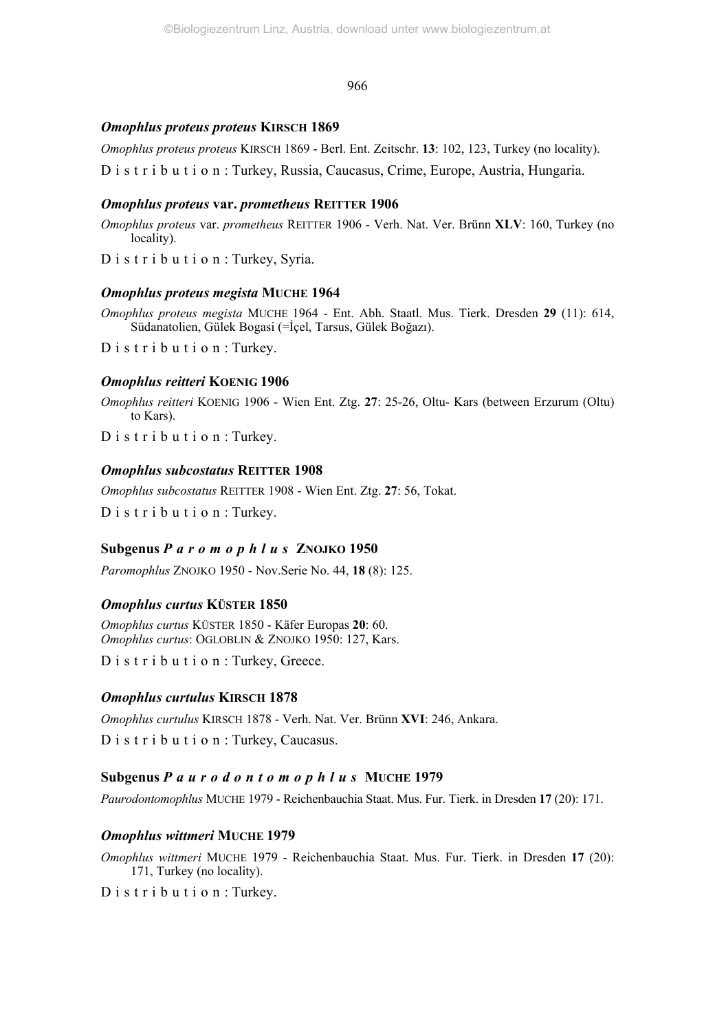### *Omophlus proteus proteus* KIRSCH 1869

*Omophlus proteus proteus* KIRSCH 1869 - Berl. Ent. Zeitschr. **13**: 102, 123, Turkey (no locality).

Distribution: Turkey, Russia, Caucasus, Crime, Europe, Austria, Hungaria.

### *Omophlus proteus* var. *prometheus* REITTER 1906

*Omophlus proteus* var. *prometheus* REITTER 1906 - Verh. Nat. Ver. Brünn **XLV**: 160, Turkey (no locality).

Distribution: Turkey, Syria.

### *Omophlus proteus megista* MUCHE 1964

*Omophlus proteus megista* MUCHE 1964 - Ent. Abh. Staatl. Mus. Tierk. Dresden **29** (11): 614, Südanatolien, Gülek Bogasi (=İçel, Tarsus, Gülek Boğazı).

Distribution: Turkey.

### *Omophlus reitteri* KOENIG 1906

*Omophlus reitteri* KOENIG 1906 - Wien Ent. Ztg. **27**: 25-26, Oltu- Kars (between Erzurum (Oltu) to Kars).

Distribution: Turkey.

### *Omophlus subcostatus* REITTER 1908

*Omophlus subcostatus* REITTER 1908 - Wien Ent. Ztg. **27**: 56, Tokat.

Distribution: Turkey.

## Subgenus *Paromophlus* ZNOJKO 1950

*Paromophlus* ZNOJKO 1950 - Nov.Serie No. 44, **18** (8): 125.

### *Omophlus curtus* KÜSTER 1850

*Omophlus curtus* KÜSTER 1850 - Käfer Europas **20**: 60.
*Omophlus curtus*: OGLOBLIN & ZNOJKO 1950: 127, Kars.

Distribution: Turkey, Greece.

### *Omophlus curtulus* KIRSCH 1878

*Omophlus curtulus* KIRSCH 1878 - Verh. Nat. Ver. Brünn **XVI**: 246, Ankara.

Distribution: Turkey, Caucasus.

## Subgenus *Paurodontomophlus* MUCHE 1979

*Paurodontomophlus* MUCHE 1979 - Reichenbauchia Staat. Mus. Fur. Tierk. in Dresden **17** (20): 171.

### *Omophlus wittmeri* MUCHE 1979

*Omophlus wittmeri* MUCHE 1979 - Reichenbauchia Staat. Mus. Fur. Tierk. in Dresden **17** (20): 171, Turkey (no locality).

Distribution: Turkey.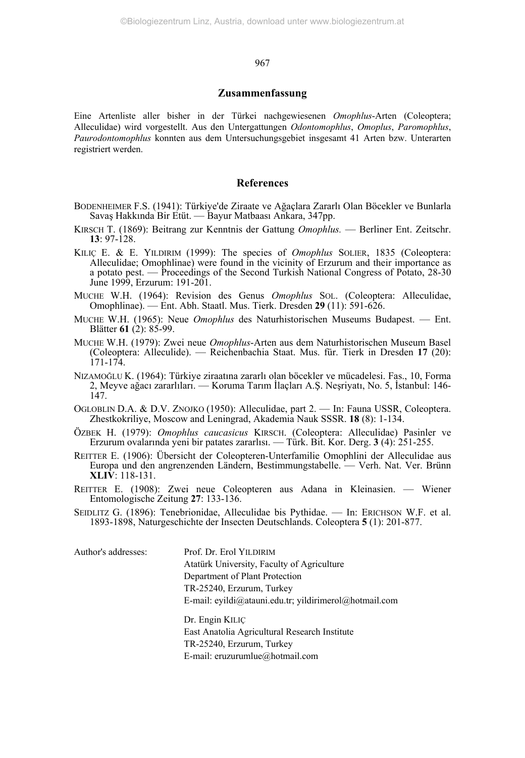## Zusammenfassung

Eine Artenliste aller bisher in der Türkei nachgewiesenen *Omophlus*-Arten (Coleoptera; Alleculidae) wird vorgestellt. Aus den Untergattungen *Odontomophlus*, *Omoplus*, *Paromophlus*, *Paurodontomophlus* konnten aus dem Untersuchungsgebiet insgesamt 41 Arten bzw. Unterarten registriert werden.

## References

BODENHEIMER F.S. (1941): Türkiye'de Ziraate ve Ağaçlara Zararlı Olan Böcekler ve Bunlarla Savaş Hakkında Bir Etüt. — Bayur Matbaası Ankara, 347pp.

KIRSCH T. (1869): Beitrang zur Kenntnis der Gattung *Omophlus.* — Berliner Ent. Zeitschr. **13**: 97-128.

KILIÇ E. & E. YILDIRIM (1999): The species of *Omophlus* SOLIER, 1835 (Coleoptera: Alleculidae; Omophlinae) were found in the vicinity of Erzurum and their importance as a potato pest. — Proceedings of the Second Turkish National Congress of Potato, 28-30 June 1999, Erzurum: 191-201.

MUCHE W.H. (1964): Revision des Genus *Omophlus* SOL. (Coleoptera: Alleculidae, Omophlinae). — Ent. Abh. Staatl. Mus. Tierk. Dresden **29** (11): 591-626.

MUCHE W.H. (1965): Neue *Omophlus* des Naturhistorischen Museums Budapest. — Ent. Blätter **61** (2): 85-99.

MUCHE W.H. (1979): Zwei neue *Omophlus*-Arten aus dem Naturhistorischen Museum Basel (Coleoptera: Alleculide). — Reichenbachia Staat. Mus. für. Tierk in Dresden **17** (20): 171-174.

NIZAMOĞLU K. (1964): Türkiye ziraatına zararlı olan böcekler ve mücadelesi. Fas., 10, Forma 2, Meyve ağacı zararlıları. — Koruma Tarım İlaçları A.Ş. Neşriyatı, No. 5, İstanbul: 146-147.

OGLOBLIN D.A. & D.V. ZNOJKO (1950): Alleculidae, part 2. — In: Fauna USSR, Coleoptera. Zhestkokriliye, Moscow and Leningrad, Akademia Nauk SSSR. **18** (8): 1-134.

ÖZBEK H. (1979): *Omophlus caucasicus* KIRSCH. (Coleoptera: Alleculidae) Pasinler ve Erzurum ovalarında yeni bir patates zararlısı. — Türk. Bit. Kor. Derg. **3** (4): 251-255.

REITTER E. (1906): Übersicht der Coleopteren-Unterfamilie Omophlini der Alleculidae aus Europa und den angrenzenden Ländern, Bestimmungstabelle. — Verh. Nat. Ver. Brünn **XLIV**: 118-131.

REITTER E. (1908): Zwei neue Coleopteren aus Adana in Kleinasien. — Wiener Entomologische Zeitung **27**: 133-136.

SEIDLITZ G. (1896): Tenebrionidae, Alleculidae bis Pythidae. — In: ERICHSON W.F. et al. 1893-1898, Naturgeschichte der Insecten Deutschlands. Coleoptera **5** (1): 201-877.

Author's addresses:

Prof. Dr. Erol YILDIRIM
Atatürk University, Faculty of Agriculture
Department of Plant Protection
TR-25240, Erzurum, Turkey
E-mail: eyildi@atauni.edu.tr; yildirimerol@hotmail.com

Dr. Engin KILIÇ
East Anatolia Agricultural Research Institute
TR-25240, Erzurum, Turkey
E-mail: eruzurumlue@hotmail.com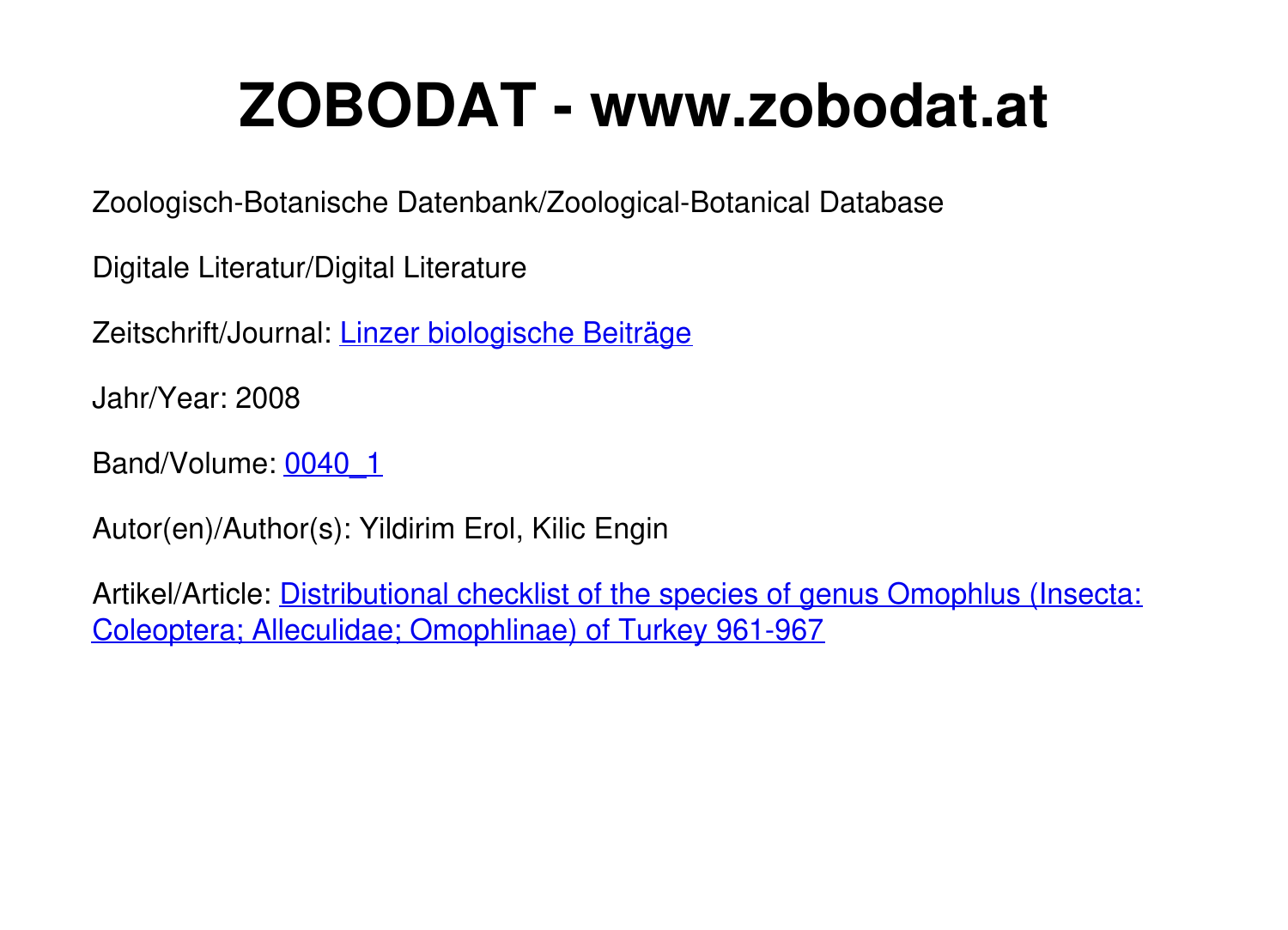# ZOBODAT - www.zobodat.at

Zoologisch-Botanische Datenbank/Zoological-Botanical Database

Digitale Literatur/Digital Literature

Zeitschrift/Journal: Linzer biologische Beiträge

Jahr/Year: 2008

Band/Volume: 0040_1

Autor(en)/Author(s): Yildirim Erol, Kilic Engin

Artikel/Article: Distributional checklist of the species of genus Omophlus (Insecta: Coleoptera; Alleculidae; Omophlinae) of Turkey 961-967